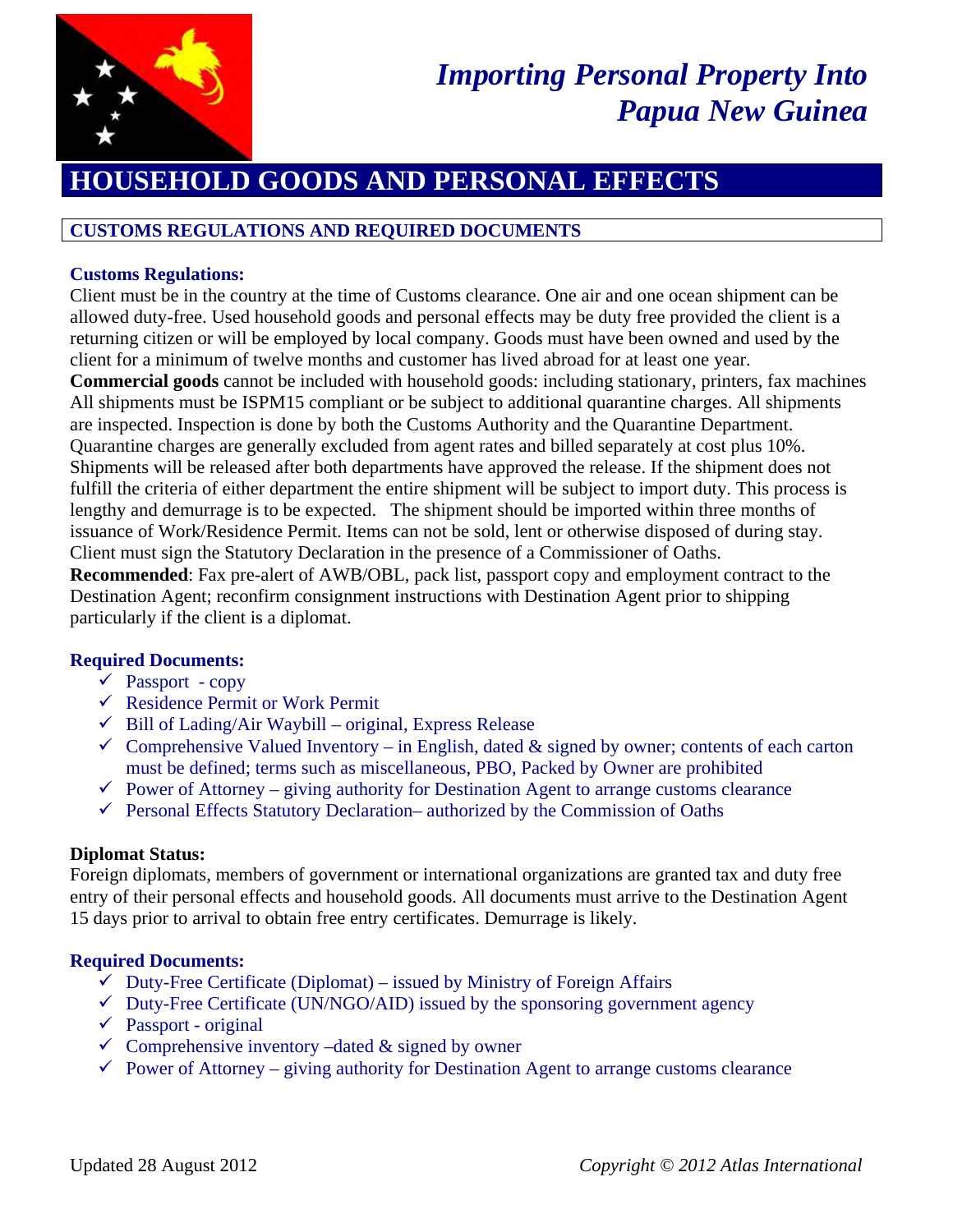# *Importing Personal Property Into Papua New Guinea*

## HOUSEHOLD GOODS AND PERSONAL EFFECTS

### CUSTOMS REGULATIONS AND REQUIRED DOCUMENTS

**Customs Regulations:**

Client must be in the country at the time of Customs clearance. One air and one ocean shipment can be allowed duty-free. Used household goods and personal effects may be duty free provided the client is a returning citizen or will be employed by local company. Goods must have been owned and used by the client for a minimum of twelve months and customer has lived abroad for at least one year.
**Commercial goods** cannot be included with household goods: including stationary, printers, fax machines
All shipments must be ISPM15 compliant or be subject to additional quarantine charges. All shipments are inspected. Inspection is done by both the Customs Authority and the Quarantine Department. Quarantine charges are generally excluded from agent rates and billed separately at cost plus 10%. Shipments will be released after both departments have approved the release. If the shipment does not fulfill the criteria of either department the entire shipment will be subject to import duty. This process is lengthy and demurrage is to be expected. The shipment should be imported within three months of issuance of Work/Residence Permit. Items can not be sold, lent or otherwise disposed of during stay. Client must sign the Statutory Declaration in the presence of a Commissioner of Oaths.
**Recommended**: Fax pre-alert of AWB/OBL, pack list, passport copy and employment contract to the Destination Agent; reconfirm consignment instructions with Destination Agent prior to shipping particularly if the client is a diplomat.

**Required Documents:**

- ✓ Passport - copy
- ✓ Residence Permit or Work Permit
- ✓ Bill of Lading/Air Waybill – original, Express Release
- ✓ Comprehensive Valued Inventory – in English, dated & signed by owner; contents of each carton must be defined; terms such as miscellaneous, PBO, Packed by Owner are prohibited
- ✓ Power of Attorney – giving authority for Destination Agent to arrange customs clearance
- ✓ Personal Effects Statutory Declaration– authorized by the Commission of Oaths

**Diplomat Status:**

Foreign diplomats, members of government or international organizations are granted tax and duty free entry of their personal effects and household goods. All documents must arrive to the Destination Agent 15 days prior to arrival to obtain free entry certificates. Demurrage is likely.

**Required Documents:**

- ✓ Duty-Free Certificate (Diplomat) – issued by Ministry of Foreign Affairs
- ✓ Duty-Free Certificate (UN/NGO/AID) issued by the sponsoring government agency
- ✓ Passport - original
- ✓ Comprehensive inventory –dated & signed by owner
- ✓ Power of Attorney – giving authority for Destination Agent to arrange customs clearance

Updated 28 August 2012 *Copyright © 2012 Atlas International*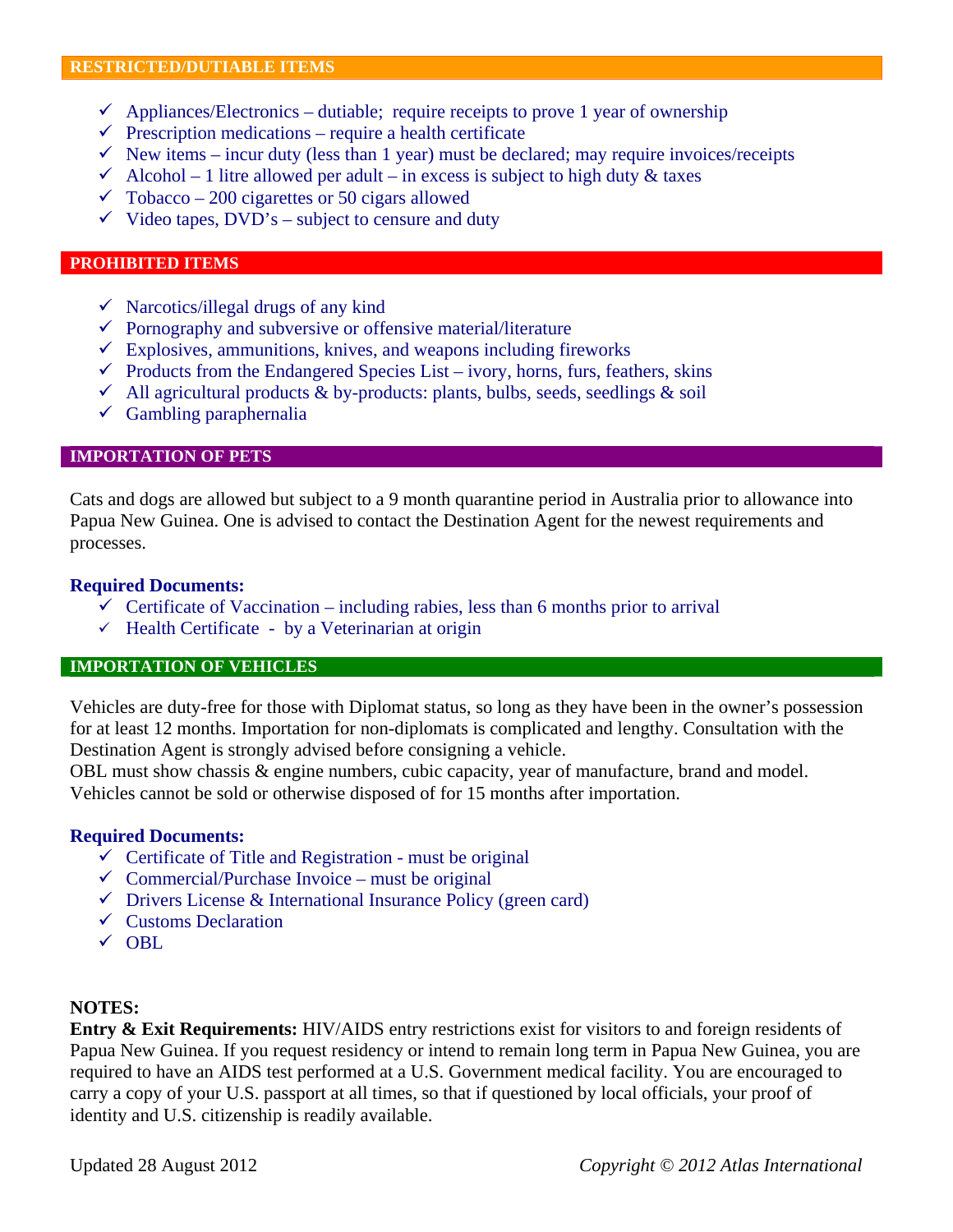## RESTRICTED/DUTIABLE ITEMS

- ✓ Appliances/Electronics – dutiable; require receipts to prove 1 year of ownership
- ✓ Prescription medications – require a health certificate
- ✓ New items – incur duty (less than 1 year) must be declared; may require invoices/receipts
- ✓ Alcohol – 1 litre allowed per adult – in excess is subject to high duty & taxes
- ✓ Tobacco – 200 cigarettes or 50 cigars allowed
- ✓ Video tapes, DVD's – subject to censure and duty

## PROHIBITED ITEMS

- ✓ Narcotics/illegal drugs of any kind
- ✓ Pornography and subversive or offensive material/literature
- ✓ Explosives, ammunitions, knives, and weapons including fireworks
- ✓ Products from the Endangered Species List – ivory, horns, furs, feathers, skins
- ✓ All agricultural products & by-products: plants, bulbs, seeds, seedlings & soil
- ✓ Gambling paraphernalia

## IMPORTATION OF PETS

Cats and dogs are allowed but subject to a 9 month quarantine period in Australia prior to allowance into Papua New Guinea. One is advised to contact the Destination Agent for the newest requirements and processes.

**Required Documents:**

- ✓ Certificate of Vaccination – including rabies, less than 6 months prior to arrival
- ✓ Health Certificate - by a Veterinarian at origin

## IMPORTATION OF VEHICLES

Vehicles are duty-free for those with Diplomat status, so long as they have been in the owner's possession for at least 12 months. Importation for non-diplomats is complicated and lengthy. Consultation with the Destination Agent is strongly advised before consigning a vehicle.
OBL must show chassis & engine numbers, cubic capacity, year of manufacture, brand and model.
Vehicles cannot be sold or otherwise disposed of for 15 months after importation.

**Required Documents:**

- ✓ Certificate of Title and Registration - must be original
- ✓ Commercial/Purchase Invoice – must be original
- ✓ Drivers License & International Insurance Policy (green card)
- ✓ Customs Declaration
- ✓ OBL

**NOTES:**

**Entry & Exit Requirements:** HIV/AIDS entry restrictions exist for visitors to and foreign residents of Papua New Guinea. If you request residency or intend to remain long term in Papua New Guinea, you are required to have an AIDS test performed at a U.S. Government medical facility. You are encouraged to carry a copy of your U.S. passport at all times, so that if questioned by local officials, your proof of identity and U.S. citizenship is readily available.

Updated 28 August 2012 *Copyright © 2012 Atlas International*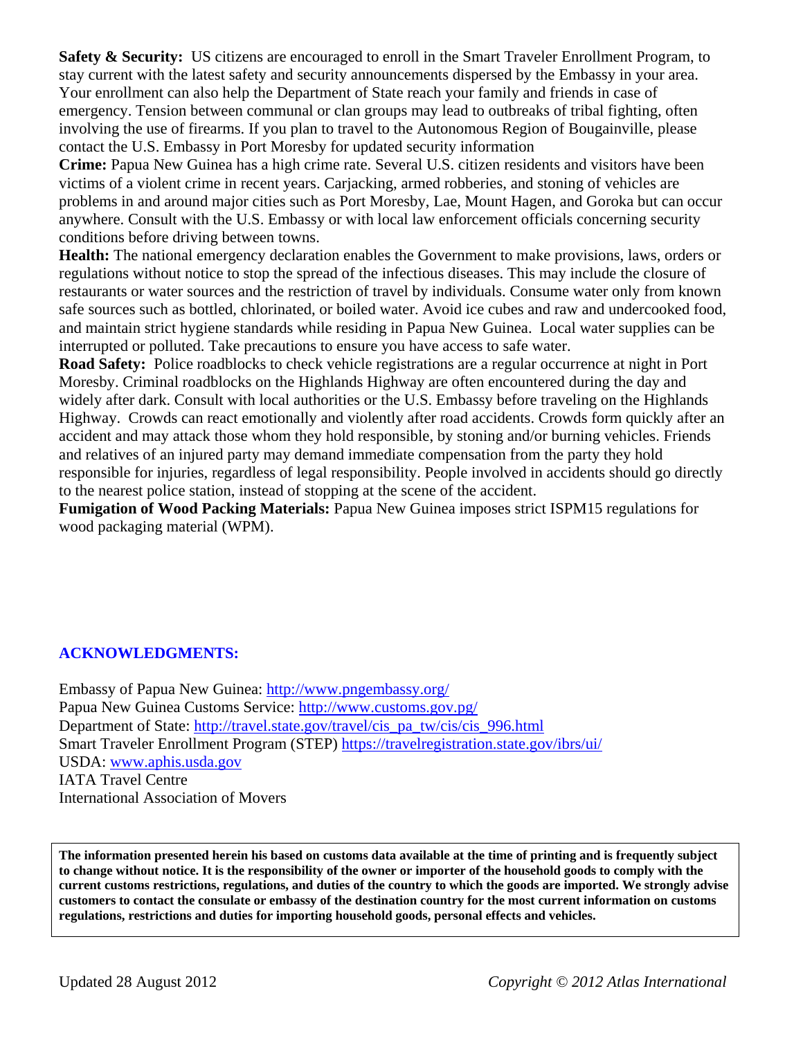**Safety & Security:** US citizens are encouraged to enroll in the Smart Traveler Enrollment Program, to stay current with the latest safety and security announcements dispersed by the Embassy in your area. Your enrollment can also help the Department of State reach your family and friends in case of emergency. Tension between communal or clan groups may lead to outbreaks of tribal fighting, often involving the use of firearms. If you plan to travel to the Autonomous Region of Bougainville, please contact the U.S. Embassy in Port Moresby for updated security information

**Crime:** Papua New Guinea has a high crime rate. Several U.S. citizen residents and visitors have been victims of a violent crime in recent years. Carjacking, armed robberies, and stoning of vehicles are problems in and around major cities such as Port Moresby, Lae, Mount Hagen, and Goroka but can occur anywhere. Consult with the U.S. Embassy or with local law enforcement officials concerning security conditions before driving between towns.

**Health:** The national emergency declaration enables the Government to make provisions, laws, orders or regulations without notice to stop the spread of the infectious diseases. This may include the closure of restaurants or water sources and the restriction of travel by individuals. Consume water only from known safe sources such as bottled, chlorinated, or boiled water. Avoid ice cubes and raw and undercooked food, and maintain strict hygiene standards while residing in Papua New Guinea. Local water supplies can be interrupted or polluted. Take precautions to ensure you have access to safe water.

**Road Safety:** Police roadblocks to check vehicle registrations are a regular occurrence at night in Port Moresby. Criminal roadblocks on the Highlands Highway are often encountered during the day and widely after dark. Consult with local authorities or the U.S. Embassy before traveling on the Highlands Highway. Crowds can react emotionally and violently after road accidents. Crowds form quickly after an accident and may attack those whom they hold responsible, by stoning and/or burning vehicles. Friends and relatives of an injured party may demand immediate compensation from the party they hold responsible for injuries, regardless of legal responsibility. People involved in accidents should go directly to the nearest police station, instead of stopping at the scene of the accident.

**Fumigation of Wood Packing Materials:** Papua New Guinea imposes strict ISPM15 regulations for wood packaging material (WPM).

## ACKNOWLEDGMENTS:

Embassy of Papua New Guinea: http://www.pngembassy.org/
Papua New Guinea Customs Service: http://www.customs.gov.pg/
Department of State: http://travel.state.gov/travel/cis_pa_tw/cis/cis_996.html
Smart Traveler Enrollment Program (STEP) https://travelregistration.state.gov/ibrs/ui/
USDA: www.aphis.usda.gov
IATA Travel Centre
International Association of Movers

**The information presented herein his based on customs data available at the time of printing and is frequently subject to change without notice. It is the responsibility of the owner or importer of the household goods to comply with the current customs restrictions, regulations, and duties of the country to which the goods are imported. We strongly advise customers to contact the consulate or embassy of the destination country for the most current information on customs regulations, restrictions and duties for importing household goods, personal effects and vehicles.**

Updated 28 August 2012 *Copyright © 2012 Atlas International*